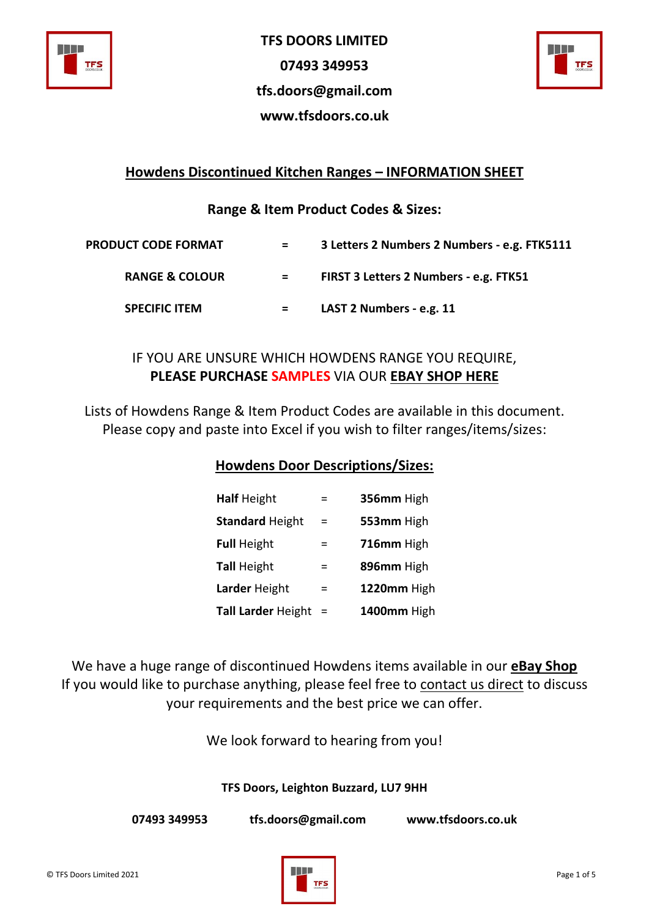**TFS DOORS LIMITED**

**07493 349953**

**tfs.doors@gmail.com**

**www.tfsdoors.co.uk**

## Howdens Discontinued Kitchen Ranges – INFORMATION SHEET

### Range & Item Product Codes & Sizes:

| | | |
|---|---|---|
| **PRODUCT CODE FORMAT** | = | **3 Letters 2 Numbers 2 Numbers - e.g. FTK5111** |
| **RANGE & COLOUR** | = | **FIRST 3 Letters 2 Numbers - e.g. FTK51** |
| **SPECIFIC ITEM** | = | **LAST 2 Numbers - e.g. 11** |

IF YOU ARE UNSURE WHICH HOWDENS RANGE YOU REQUIRE,
**PLEASE PURCHASE SAMPLES** VIA OUR **EBAY SHOP HERE**

Lists of Howdens Range & Item Product Codes are available in this document.
Please copy and paste into Excel if you wish to filter ranges/items/sizes:

### Howdens Door Descriptions/Sizes:

| | | |
|---|---|---|
| **Half** Height | = | **356mm** High |
| **Standard** Height | = | **553mm** High |
| **Full** Height | = | **716mm** High |
| **Tall** Height | = | **896mm** High |
| **Larder** Height | = | **1220mm** High |
| **Tall Larder** Height | = | **1400mm** High |

We have a huge range of discontinued Howdens items available in our **eBay Shop**
If you would like to purchase anything, please feel free to contact us direct to discuss your requirements and the best price we can offer.

We look forward to hearing from you!

**TFS Doors, Leighton Buzzard, LU7 9HH**

**07493 349953** **tfs.doors@gmail.com** **www.tfsdoors.co.uk**

© TFS Doors Limited 2021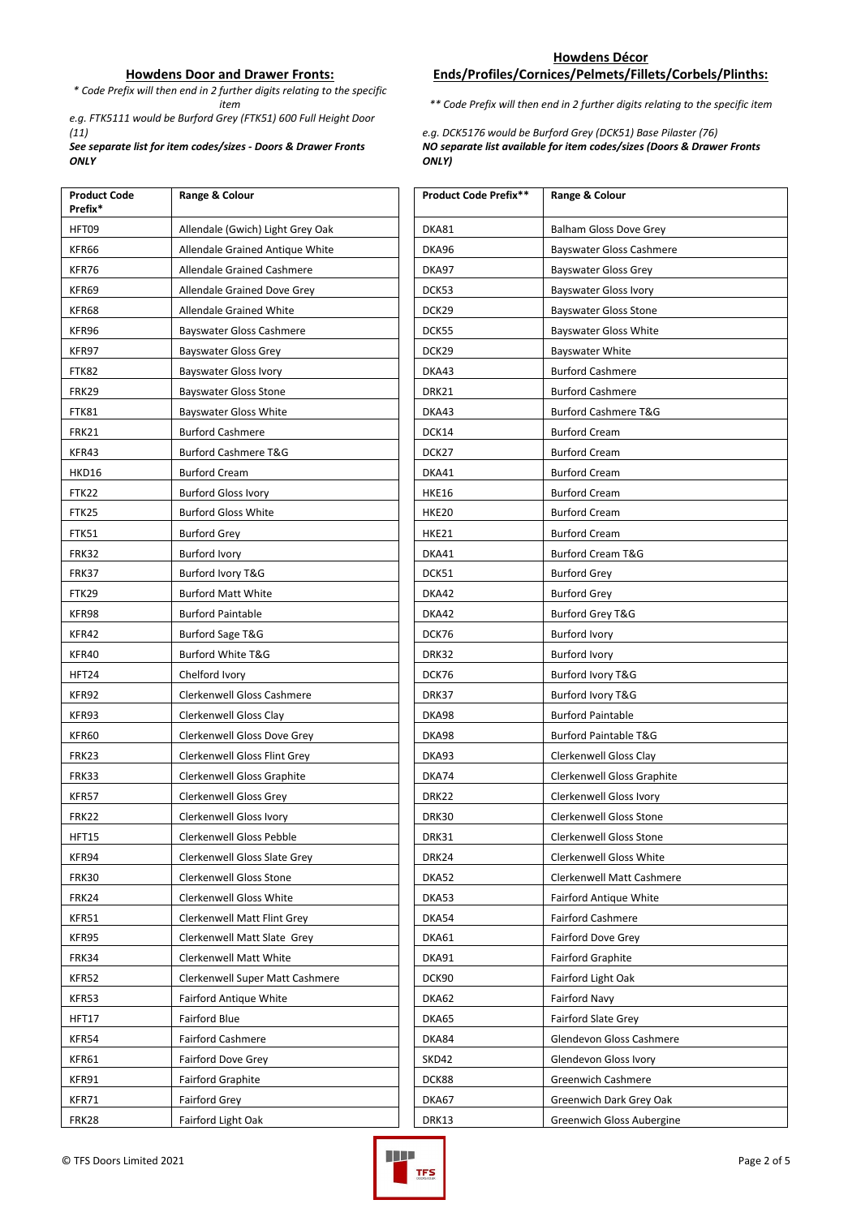## Howdens Door and Drawer Fronts:

*\* Code Prefix will then end in 2 further digits relating to the specific item*

*e.g. FTK5111 would be Burford Grey (FTK51) 600 Full Height Door (11)*

***See separate list for item codes/sizes - Doors & Drawer Fronts ONLY***

| Product Code Prefix* | Range & Colour |
|---|---|
| HFT09 | Allendale (Gwich) Light Grey Oak |
| KFR66 | Allendale Grained Antique White |
| KFR76 | Allendale Grained Cashmere |
| KFR69 | Allendale Grained Dove Grey |
| KFR68 | Allendale Grained White |
| KFR96 | Bayswater Gloss Cashmere |
| KFR97 | Bayswater Gloss Grey |
| FTK82 | Bayswater Gloss Ivory |
| FRK29 | Bayswater Gloss Stone |
| FTK81 | Bayswater Gloss White |
| FRK21 | Burford Cashmere |
| KFR43 | Burford Cashmere T&G |
| HKD16 | Burford Cream |
| FTK22 | Burford Gloss Ivory |
| FTK25 | Burford Gloss White |
| FTK51 | Burford Grey |
| FRK32 | Burford Ivory |
| FRK37 | Burford Ivory T&G |
| FTK29 | Burford Matt White |
| KFR98 | Burford Paintable |
| KFR42 | Burford Sage T&G |
| KFR40 | Burford White T&G |
| HFT24 | Chelford Ivory |
| KFR92 | Clerkenwell Gloss Cashmere |
| KFR93 | Clerkenwell Gloss Clay |
| KFR60 | Clerkenwell Gloss Dove Grey |
| FRK23 | Clerkenwell Gloss Flint Grey |
| FRK33 | Clerkenwell Gloss Graphite |
| KFR57 | Clerkenwell Gloss Grey |
| FRK22 | Clerkenwell Gloss Ivory |
| HFT15 | Clerkenwell Gloss Pebble |
| KFR94 | Clerkenwell Gloss Slate Grey |
| FRK30 | Clerkenwell Gloss Stone |
| FRK24 | Clerkenwell Gloss White |
| KFR51 | Clerkenwell Matt Flint Grey |
| KFR95 | Clerkenwell Matt Slate Grey |
| FRK34 | Clerkenwell Matt White |
| KFR52 | Clerkenwell Super Matt Cashmere |
| KFR53 | Fairford Antique White |
| HFT17 | Fairford Blue |
| KFR54 | Fairford Cashmere |
| KFR61 | Fairford Dove Grey |
| KFR91 | Fairford Graphite |
| KFR71 | Fairford Grey |
| FRK28 | Fairford Light Oak |

## Howdens Décor Ends/Profiles/Cornices/Pelmets/Fillets/Corbels/Plinths:

*\*\* Code Prefix will then end in 2 further digits relating to the specific item*

*e.g. DCK5176 would be Burford Grey (DCK51) Base Pilaster (76)*

***NO separate list available for item codes/sizes (Doors & Drawer Fronts ONLY)***

| Product Code Prefix** | Range & Colour |
|---|---|
| DKA81 | Balham Gloss Dove Grey |
| DKA96 | Bayswater Gloss Cashmere |
| DKA97 | Bayswater Gloss Grey |
| DCK53 | Bayswater Gloss Ivory |
| DCK29 | Bayswater Gloss Stone |
| DCK55 | Bayswater Gloss White |
| DCK29 | Bayswater White |
| DKA43 | Burford Cashmere |
| DRK21 | Burford Cashmere |
| DKA43 | Burford Cashmere T&G |
| DCK14 | Burford Cream |
| DCK27 | Burford Cream |
| DKA41 | Burford Cream |
| HKE16 | Burford Cream |
| HKE20 | Burford Cream |
| HKE21 | Burford Cream |
| DKA41 | Burford Cream T&G |
| DCK51 | Burford Grey |
| DKA42 | Burford Grey |
| DKA42 | Burford Grey T&G |
| DCK76 | Burford Ivory |
| DRK32 | Burford Ivory |
| DCK76 | Burford Ivory T&G |
| DRK37 | Burford Ivory T&G |
| DKA98 | Burford Paintable |
| DKA98 | Burford Paintable T&G |
| DKA93 | Clerkenwell Gloss Clay |
| DKA74 | Clerkenwell Gloss Graphite |
| DRK22 | Clerkenwell Gloss Ivory |
| DRK30 | Clerkenwell Gloss Stone |
| DRK31 | Clerkenwell Gloss Stone |
| DRK24 | Clerkenwell Gloss White |
| DKA52 | Clerkenwell Matt Cashmere |
| DKA53 | Fairford Antique White |
| DKA54 | Fairford Cashmere |
| DKA61 | Fairford Dove Grey |
| DKA91 | Fairford Graphite |
| DCK90 | Fairford Light Oak |
| DKA62 | Fairford Navy |
| DKA65 | Fairford Slate Grey |
| DKA84 | Glendevon Gloss Cashmere |
| SKD42 | Glendevon Gloss Ivory |
| DCK88 | Greenwich Cashmere |
| DKA67 | Greenwich Dark Grey Oak |
| DRK13 | Greenwich Gloss Aubergine |

© TFS Doors Limited 2021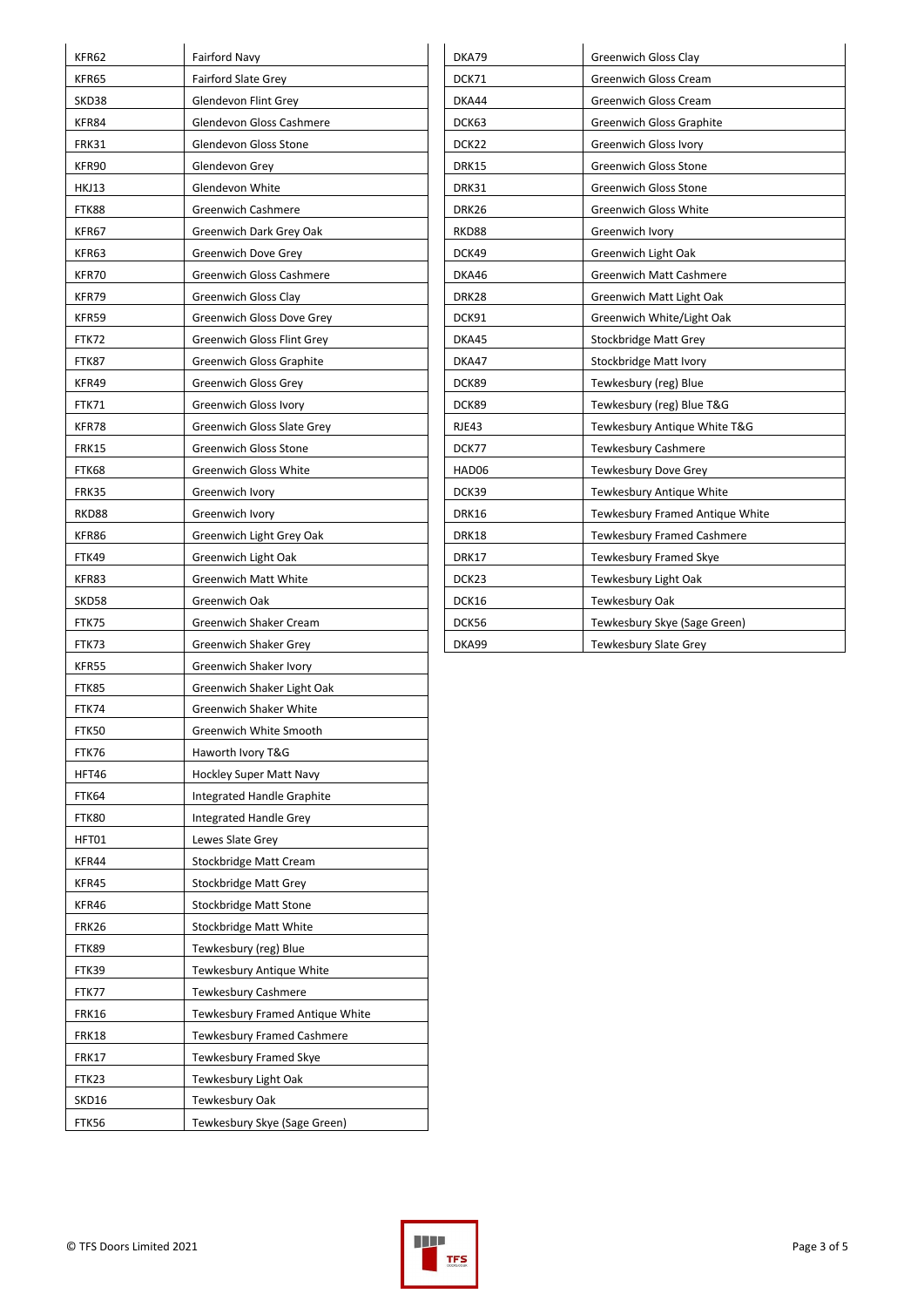| | |
|---|---|
| KFR62 | Fairford Navy |
| KFR65 | Fairford Slate Grey |
| SKD38 | Glendevon Flint Grey |
| KFR84 | Glendevon Gloss Cashmere |
| FRK31 | Glendevon Gloss Stone |
| KFR90 | Glendevon Grey |
| HKJ13 | Glendevon White |
| FTK88 | Greenwich Cashmere |
| KFR67 | Greenwich Dark Grey Oak |
| KFR63 | Greenwich Dove Grey |
| KFR70 | Greenwich Gloss Cashmere |
| KFR79 | Greenwich Gloss Clay |
| KFR59 | Greenwich Gloss Dove Grey |
| FTK72 | Greenwich Gloss Flint Grey |
| FTK87 | Greenwich Gloss Graphite |
| KFR49 | Greenwich Gloss Grey |
| FTK71 | Greenwich Gloss Ivory |
| KFR78 | Greenwich Gloss Slate Grey |
| FRK15 | Greenwich Gloss Stone |
| FTK68 | Greenwich Gloss White |
| FRK35 | Greenwich Ivory |
| RKD88 | Greenwich Ivory |
| KFR86 | Greenwich Light Grey Oak |
| FTK49 | Greenwich Light Oak |
| KFR83 | Greenwich Matt White |
| SKD58 | Greenwich Oak |
| FTK75 | Greenwich Shaker Cream |
| FTK73 | Greenwich Shaker Grey |
| KFR55 | Greenwich Shaker Ivory |
| FTK85 | Greenwich Shaker Light Oak |
| FTK74 | Greenwich Shaker White |
| FTK50 | Greenwich White Smooth |
| FTK76 | Haworth Ivory T&G |
| HFT46 | Hockley Super Matt Navy |
| FTK64 | Integrated Handle Graphite |
| FTK80 | Integrated Handle Grey |
| HFT01 | Lewes Slate Grey |
| KFR44 | Stockbridge Matt Cream |
| KFR45 | Stockbridge Matt Grey |
| KFR46 | Stockbridge Matt Stone |
| FRK26 | Stockbridge Matt White |
| FTK89 | Tewkesbury (reg) Blue |
| FTK39 | Tewkesbury Antique White |
| FTK77 | Tewkesbury Cashmere |
| FRK16 | Tewkesbury Framed Antique White |
| FRK18 | Tewkesbury Framed Cashmere |
| FRK17 | Tewkesbury Framed Skye |
| FTK23 | Tewkesbury Light Oak |
| SKD16 | Tewkesbury Oak |
| FTK56 | Tewkesbury Skye (Sage Green) |

| | |
|---|---|
| DKA79 | Greenwich Gloss Clay |
| DCK71 | Greenwich Gloss Cream |
| DKA44 | Greenwich Gloss Cream |
| DCK63 | Greenwich Gloss Graphite |
| DCK22 | Greenwich Gloss Ivory |
| DRK15 | Greenwich Gloss Stone |
| DRK31 | Greenwich Gloss Stone |
| DRK26 | Greenwich Gloss White |
| RKD88 | Greenwich Ivory |
| DCK49 | Greenwich Light Oak |
| DKA46 | Greenwich Matt Cashmere |
| DRK28 | Greenwich Matt Light Oak |
| DCK91 | Greenwich White/Light Oak |
| DKA45 | Stockbridge Matt Grey |
| DKA47 | Stockbridge Matt Ivory |
| DCK89 | Tewkesbury (reg) Blue |
| DCK89 | Tewkesbury (reg) Blue T&G |
| RJE43 | Tewkesbury Antique White T&G |
| DCK77 | Tewkesbury Cashmere |
| HAD06 | Tewkesbury Dove Grey |
| DCK39 | Tewkesbury Antique White |
| DRK16 | Tewkesbury Framed Antique White |
| DRK18 | Tewkesbury Framed Cashmere |
| DRK17 | Tewkesbury Framed Skye |
| DCK23 | Tewkesbury Light Oak |
| DCK16 | Tewkesbury Oak |
| DCK56 | Tewkesbury Skye (Sage Green) |
| DKA99 | Tewkesbury Slate Grey |

© TFS Doors Limited 2021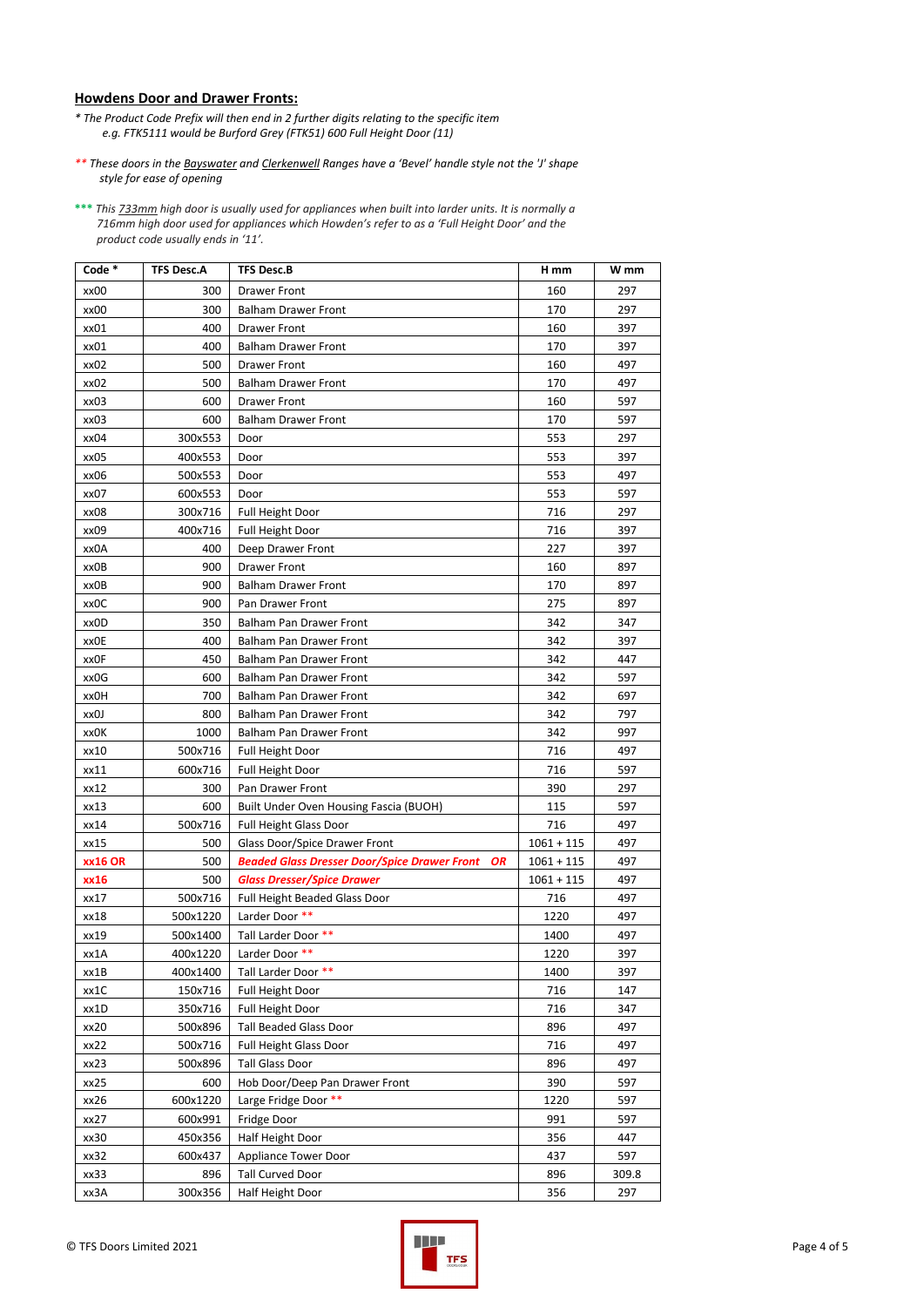## Howdens Door and Drawer Fronts:

*\* The Product Code Prefix will then end in 2 further digits relating to the specific item e.g. FTK5111 would be Burford Grey (FTK51) 600 Full Height Door (11)*

*\*\* These doors in the Bayswater and Clerkenwell Ranges have a 'Bevel' handle style not the 'J' shape style for ease of opening*

*\*\*\* This 733mm high door is usually used for appliances when built into larder units. It is normally a 716mm high door used for appliances which Howden's refer to as a 'Full Height Door' and the product code usually ends in '11'.*

| Code * | TFS Desc.A | TFS Desc.B | H mm | W mm |
|---|---|---|---|---|
| xx00 | 300 | Drawer Front | 160 | 297 |
| xx00 | 300 | Balham Drawer Front | 170 | 297 |
| xx01 | 400 | Drawer Front | 160 | 397 |
| xx01 | 400 | Balham Drawer Front | 170 | 397 |
| xx02 | 500 | Drawer Front | 160 | 497 |
| xx02 | 500 | Balham Drawer Front | 170 | 497 |
| xx03 | 600 | Drawer Front | 160 | 597 |
| xx03 | 600 | Balham Drawer Front | 170 | 597 |
| xx04 | 300x553 | Door | 553 | 297 |
| xx05 | 400x553 | Door | 553 | 397 |
| xx06 | 500x553 | Door | 553 | 497 |
| xx07 | 600x553 | Door | 553 | 597 |
| xx08 | 300x716 | Full Height Door | 716 | 297 |
| xx09 | 400x716 | Full Height Door | 716 | 397 |
| xx0A | 400 | Deep Drawer Front | 227 | 397 |
| xx0B | 900 | Drawer Front | 160 | 897 |
| xx0B | 900 | Balham Drawer Front | 170 | 897 |
| xx0C | 900 | Pan Drawer Front | 275 | 897 |
| xx0D | 350 | Balham Pan Drawer Front | 342 | 347 |
| xx0E | 400 | Balham Pan Drawer Front | 342 | 397 |
| xx0F | 450 | Balham Pan Drawer Front | 342 | 447 |
| xx0G | 600 | Balham Pan Drawer Front | 342 | 597 |
| xx0H | 700 | Balham Pan Drawer Front | 342 | 697 |
| xx0J | 800 | Balham Pan Drawer Front | 342 | 797 |
| xx0K | 1000 | Balham Pan Drawer Front | 342 | 997 |
| xx10 | 500x716 | Full Height Door | 716 | 497 |
| xx11 | 600x716 | Full Height Door | 716 | 597 |
| xx12 | 300 | Pan Drawer Front | 390 | 297 |
| xx13 | 600 | Built Under Oven Housing Fascia (BUOH) | 115 | 597 |
| xx14 | 500x716 | Full Height Glass Door | 716 | 497 |
| xx15 | 500 | Glass Door/Spice Drawer Front | 1061 + 115 | 497 |
| **xx16 OR** | 500 | ***Beaded Glass Dresser Door/Spice Drawer Front OR*** | 1061 + 115 | 497 |
| **xx16** | 500 | ***Glass Dresser/Spice Drawer*** | 1061 + 115 | 497 |
| xx17 | 500x716 | Full Height Beaded Glass Door | 716 | 497 |
| xx18 | 500x1220 | Larder Door ** | 1220 | 497 |
| xx19 | 500x1400 | Tall Larder Door ** | 1400 | 497 |
| xx1A | 400x1220 | Larder Door ** | 1220 | 397 |
| xx1B | 400x1400 | Tall Larder Door ** | 1400 | 397 |
| xx1C | 150x716 | Full Height Door | 716 | 147 |
| xx1D | 350x716 | Full Height Door | 716 | 347 |
| xx20 | 500x896 | Tall Beaded Glass Door | 896 | 497 |
| xx22 | 500x716 | Full Height Glass Door | 716 | 497 |
| xx23 | 500x896 | Tall Glass Door | 896 | 497 |
| xx25 | 600 | Hob Door/Deep Pan Drawer Front | 390 | 597 |
| xx26 | 600x1220 | Large Fridge Door ** | 1220 | 597 |
| xx27 | 600x991 | Fridge Door | 991 | 597 |
| xx30 | 450x356 | Half Height Door | 356 | 447 |
| xx32 | 600x437 | Appliance Tower Door | 437 | 597 |
| xx33 | 896 | Tall Curved Door | 896 | 309.8 |
| xx3A | 300x356 | Half Height Door | 356 | 297 |

© TFS Doors Limited 2021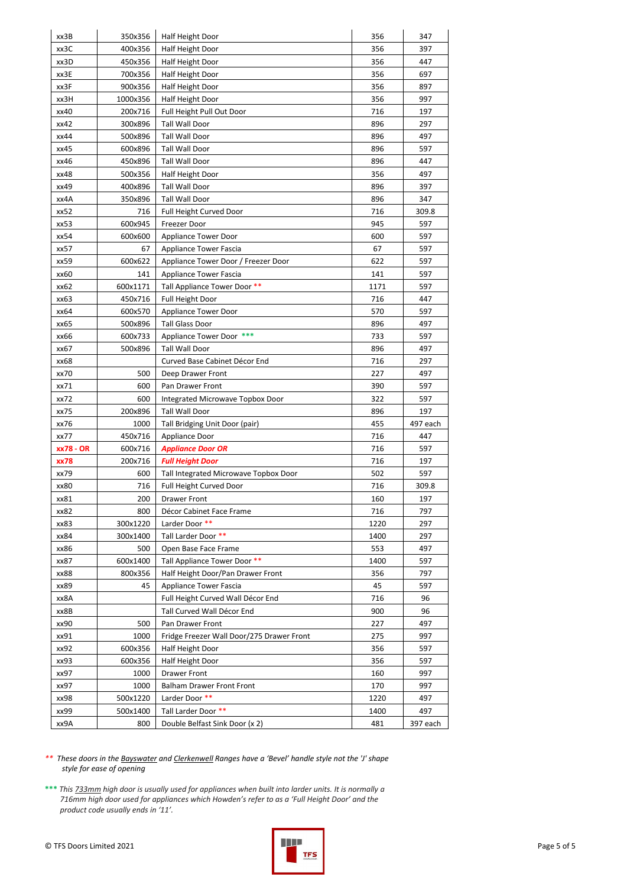| | | | | |
|---|---|---|---|---|
| xx3B | 350x356 | Half Height Door | 356 | 347 |
| xx3C | 400x356 | Half Height Door | 356 | 397 |
| xx3D | 450x356 | Half Height Door | 356 | 447 |
| xx3E | 700x356 | Half Height Door | 356 | 697 |
| xx3F | 900x356 | Half Height Door | 356 | 897 |
| xx3H | 1000x356 | Half Height Door | 356 | 997 |
| xx40 | 200x716 | Full Height Pull Out Door | 716 | 197 |
| xx42 | 300x896 | Tall Wall Door | 896 | 297 |
| xx44 | 500x896 | Tall Wall Door | 896 | 497 |
| xx45 | 600x896 | Tall Wall Door | 896 | 597 |
| xx46 | 450x896 | Tall Wall Door | 896 | 447 |
| xx48 | 500x356 | Half Height Door | 356 | 497 |
| xx49 | 400x896 | Tall Wall Door | 896 | 397 |
| xx4A | 350x896 | Tall Wall Door | 896 | 347 |
| xx52 | 716 | Full Height Curved Door | 716 | 309.8 |
| xx53 | 600x945 | Freezer Door | 945 | 597 |
| xx54 | 600x600 | Appliance Tower Door | 600 | 597 |
| xx57 | 67 | Appliance Tower Fascia | 67 | 597 |
| xx59 | 600x622 | Appliance Tower Door / Freezer Door | 622 | 597 |
| xx60 | 141 | Appliance Tower Fascia | 141 | 597 |
| xx62 | 600x1171 | Tall Appliance Tower Door ** | 1171 | 597 |
| xx63 | 450x716 | Full Height Door | 716 | 447 |
| xx64 | 600x570 | Appliance Tower Door | 570 | 597 |
| xx65 | 500x896 | Tall Glass Door | 896 | 497 |
| xx66 | 600x733 | Appliance Tower Door *** | 733 | 597 |
| xx67 | 500x896 | Tall Wall Door | 896 | 497 |
| xx68 | | Curved Base Cabinet Décor End | 716 | 297 |
| xx70 | 500 | Deep Drawer Front | 227 | 497 |
| xx71 | 600 | Pan Drawer Front | 390 | 597 |
| xx72 | 600 | Integrated Microwave Topbox Door | 322 | 597 |
| xx75 | 200x896 | Tall Wall Door | 896 | 197 |
| xx76 | 1000 | Tall Bridging Unit Door (pair) | 455 | 497 each |
| xx77 | 450x716 | Appliance Door | 716 | 447 |
| **xx78 - OR** | 600x716 | ***Appliance Door OR*** | 716 | 597 |
| **xx78** | 200x716 | ***Full Height Door*** | 716 | 197 |
| xx79 | 600 | Tall Integrated Microwave Topbox Door | 502 | 597 |
| xx80 | 716 | Full Height Curved Door | 716 | 309.8 |
| xx81 | 200 | Drawer Front | 160 | 197 |
| xx82 | 800 | Décor Cabinet Face Frame | 716 | 797 |
| xx83 | 300x1220 | Larder Door ** | 1220 | 297 |
| xx84 | 300x1400 | Tall Larder Door ** | 1400 | 297 |
| xx86 | 500 | Open Base Face Frame | 553 | 497 |
| xx87 | 600x1400 | Tall Appliance Tower Door ** | 1400 | 597 |
| xx88 | 800x356 | Half Height Door/Pan Drawer Front | 356 | 797 |
| xx89 | 45 | Appliance Tower Fascia | 45 | 597 |
| xx8A | | Full Height Curved Wall Décor End | 716 | 96 |
| xx8B | | Tall Curved Wall Décor End | 900 | 96 |
| xx90 | 500 | Pan Drawer Front | 227 | 497 |
| xx91 | 1000 | Fridge Freezer Wall Door/275 Drawer Front | 275 | 997 |
| xx92 | 600x356 | Half Height Door | 356 | 597 |
| xx93 | 600x356 | Half Height Door | 356 | 597 |
| xx97 | 1000 | Drawer Front | 160 | 997 |
| xx97 | 1000 | Balham Drawer Front Front | 170 | 997 |
| xx98 | 500x1220 | Larder Door ** | 1220 | 497 |
| xx99 | 500x1400 | Tall Larder Door ** | 1400 | 497 |
| xx9A | 800 | Double Belfast Sink Door (x 2) | 481 | 397 each |

** *These doors in the Bayswater and Clerkenwell Ranges have a 'Bevel' handle style not the 'J' shape style for ease of opening*

*** *This 733mm high door is usually used for appliances when built into larder units. It is normally a 716mm high door used for appliances which Howden's refer to as a 'Full Height Door' and the product code usually ends in '11'.*

© TFS Doors Limited 2021